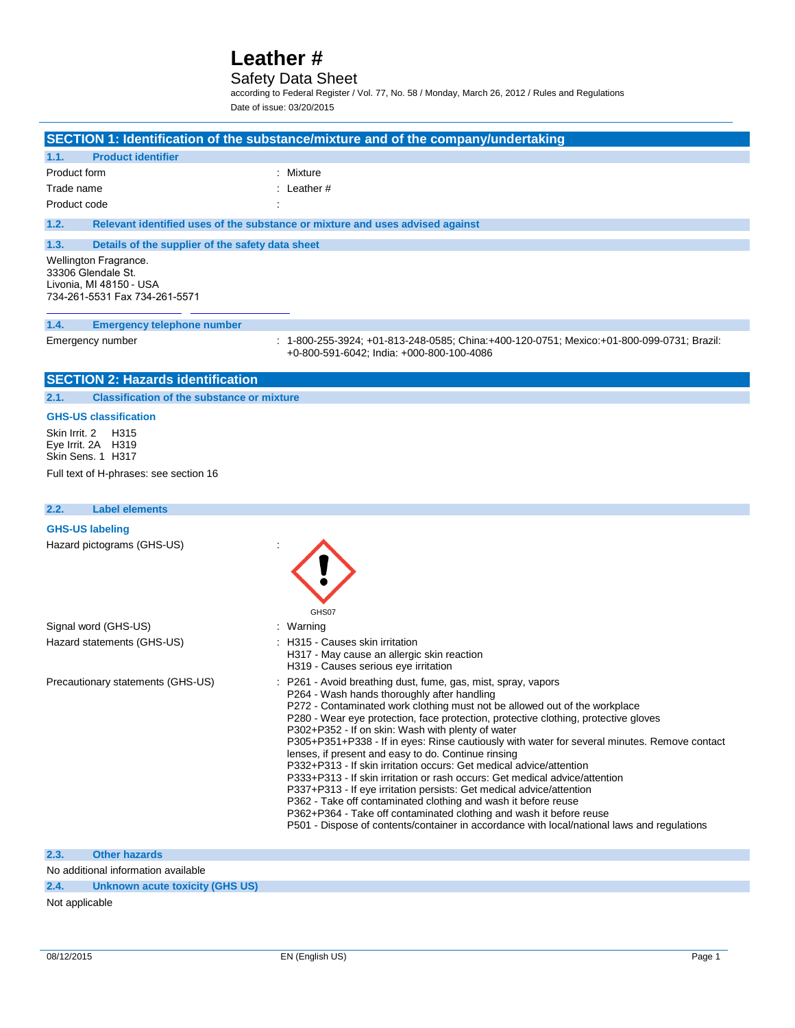# Leather #

## Safety Data Sheet

according to Federal Register / Vol. 77, No. 58 / Monday, March 26, 2012 / Rules and Regulations

Date of issue: 03/20/2015

## SECTION 1: Identification of the substance/mixture and of the company/undertaking

### 1.1. Product identifier

Product form : Mixture

Trade name : Leather #

Product code :

### 1.2. Relevant identified uses of the substance or mixture and uses advised against

### 1.3. Details of the supplier of the safety data sheet

Wellington Fragrance.
33306 Glendale St.
Livonia, MI 48150 - USA
734-261-5531 Fax 734-261-5571

### 1.4. Emergency telephone number

Emergency number : 1-800-255-3924; +01-813-248-0585; China:+400-120-0751; Mexico:+01-800-099-0731; Brazil: +0-800-591-6042; India: +000-800-100-4086

## SECTION 2: Hazards identification

### 2.1. Classification of the substance or mixture

**GHS-US classification**

Skin Irrit. 2 H315
Eye Irrit. 2A H319
Skin Sens. 1 H317

Full text of H-phrases: see section 16

### 2.2. Label elements

**GHS-US labeling**

Hazard pictograms (GHS-US) :

GHS07

Signal word (GHS-US) : Warning

Hazard statements (GHS-US) :
H315 - Causes skin irritation
H317 - May cause an allergic skin reaction
H319 - Causes serious eye irritation

Precautionary statements (GHS-US) :
P261 - Avoid breathing dust, fume, gas, mist, spray, vapors
P264 - Wash hands thoroughly after handling
P272 - Contaminated work clothing must not be allowed out of the workplace
P280 - Wear eye protection, face protection, protective clothing, protective gloves
P302+P352 - If on skin: Wash with plenty of water
P305+P351+P338 - If in eyes: Rinse cautiously with water for several minutes. Remove contact lenses, if present and easy to do. Continue rinsing
P332+P313 - If skin irritation occurs: Get medical advice/attention
P333+P313 - If skin irritation or rash occurs: Get medical advice/attention
P337+P313 - If eye irritation persists: Get medical advice/attention
P362 - Take off contaminated clothing and wash it before reuse
P362+P364 - Take off contaminated clothing and wash it before reuse
P501 - Dispose of contents/container in accordance with local/national laws and regulations

### 2.3. Other hazards

No additional information available

### 2.4. Unknown acute toxicity (GHS US)

Not applicable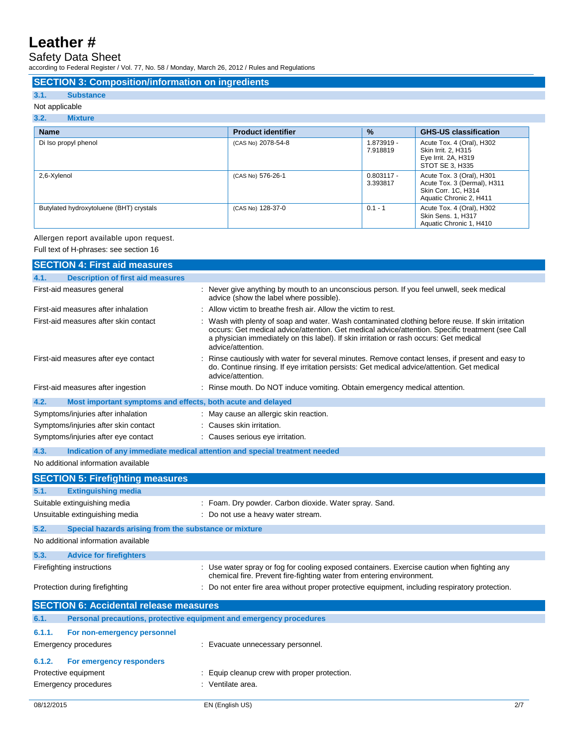## SECTION 3: Composition/information on ingredients

### 3.1. Substance

Not applicable

### 3.2. Mixture

| Name | Product identifier | % | GHS-US classification |
|---|---|---|---|
| Di Iso propyl phenol | (CAS No) 2078-54-8 | 1.873919 - 7.918819 | Acute Tox. 4 (Oral), H302<br>Skin Irrit. 2, H315<br>Eye Irrit. 2A, H319<br>STOT SE 3, H335 |
| 2,6-Xylenol | (CAS No) 576-26-1 | 0.803117 - 3.393817 | Acute Tox. 3 (Oral), H301<br>Acute Tox. 3 (Dermal), H311<br>Skin Corr. 1C, H314<br>Aquatic Chronic 2, H411 |
| Butylated hydroxytoluene (BHT) crystals | (CAS No) 128-37-0 | 0.1 - 1 | Acute Tox. 4 (Oral), H302<br>Skin Sens. 1, H317<br>Aquatic Chronic 1, H410 |

Allergen report available upon request.

Full text of H-phrases: see section 16

## SECTION 4: First aid measures

### 4.1. Description of first aid measures

First-aid measures general : Never give anything by mouth to an unconscious person. If you feel unwell, seek medical advice (show the label where possible).

First-aid measures after inhalation : Allow victim to breathe fresh air. Allow the victim to rest.

First-aid measures after skin contact : Wash with plenty of soap and water. Wash contaminated clothing before reuse. If skin irritation occurs: Get medical advice/attention. Get medical advice/attention. Specific treatment (see Call a physician immediately on this label). If skin irritation or rash occurs: Get medical advice/attention.

First-aid measures after eye contact : Rinse cautiously with water for several minutes. Remove contact lenses, if present and easy to do. Continue rinsing. If eye irritation persists: Get medical advice/attention. Get medical advice/attention.

First-aid measures after ingestion : Rinse mouth. Do NOT induce vomiting. Obtain emergency medical attention.

### 4.2. Most important symptoms and effects, both acute and delayed

Symptoms/injuries after inhalation : May cause an allergic skin reaction.

Symptoms/injuries after skin contact : Causes skin irritation.

Symptoms/injuries after eye contact : Causes serious eye irritation.

### 4.3. Indication of any immediate medical attention and special treatment needed

No additional information available

## SECTION 5: Firefighting measures

### 5.1. Extinguishing media

Suitable extinguishing media : Foam. Dry powder. Carbon dioxide. Water spray. Sand.

Unsuitable extinguishing media : Do not use a heavy water stream.

### 5.2. Special hazards arising from the substance or mixture

No additional information available

### 5.3. Advice for firefighters

Firefighting instructions : Use water spray or fog for cooling exposed containers. Exercise caution when fighting any chemical fire. Prevent fire-fighting water from entering environment.

Protection during firefighting : Do not enter fire area without proper protective equipment, including respiratory protection.

## SECTION 6: Accidental release measures

### 6.1. Personal precautions, protective equipment and emergency procedures

#### 6.1.1. For non-emergency personnel

Emergency procedures : Evacuate unnecessary personnel.

#### 6.1.2. For emergency responders

Protective equipment : Equip cleanup crew with proper protection.

Emergency procedures : Ventilate area.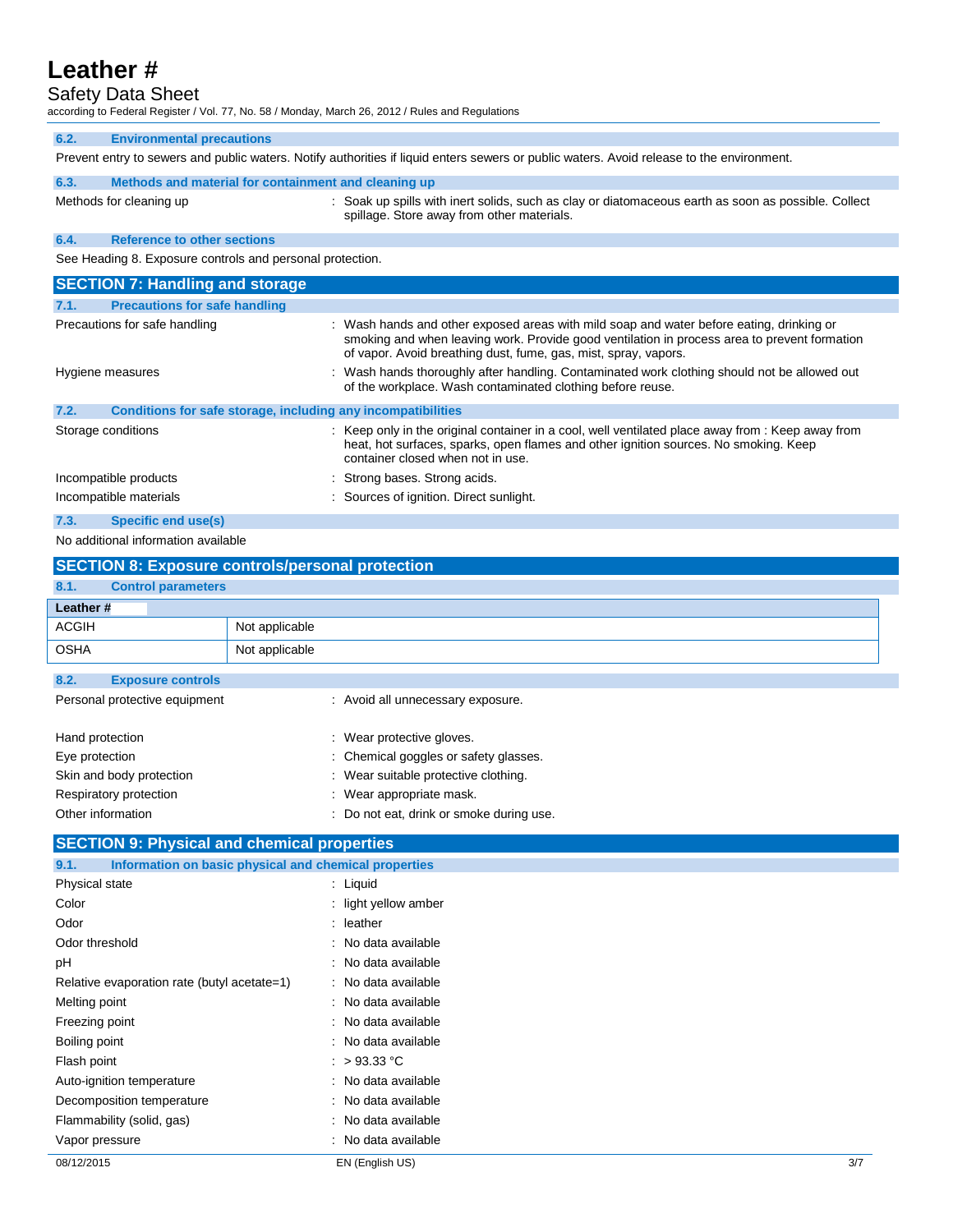### 6.2. Environmental precautions

Prevent entry to sewers and public waters. Notify authorities if liquid enters sewers or public waters. Avoid release to the environment.

### 6.3. Methods and material for containment and cleaning up

Methods for cleaning up : Soak up spills with inert solids, such as clay or diatomaceous earth as soon as possible. Collect spillage. Store away from other materials.

### 6.4. Reference to other sections

See Heading 8. Exposure controls and personal protection.

## SECTION 7: Handling and storage

### 7.1. Precautions for safe handling

Precautions for safe handling : Wash hands and other exposed areas with mild soap and water before eating, drinking or smoking and when leaving work. Provide good ventilation in process area to prevent formation of vapor. Avoid breathing dust, fume, gas, mist, spray, vapors.

Hygiene measures : Wash hands thoroughly after handling. Contaminated work clothing should not be allowed out of the workplace. Wash contaminated clothing before reuse.

### 7.2. Conditions for safe storage, including any incompatibilities

Storage conditions : Keep only in the original container in a cool, well ventilated place away from : Keep away from heat, hot surfaces, sparks, open flames and other ignition sources. No smoking. Keep container closed when not in use.

Incompatible products : Strong bases. Strong acids.

Incompatible materials : Sources of ignition. Direct sunlight.

### 7.3. Specific end use(s)

No additional information available

## SECTION 8: Exposure controls/personal protection

### 8.1. Control parameters

| Leather # | |
|---|---|
| ACGIH | Not applicable |
| OSHA | Not applicable |

### 8.2. Exposure controls

Personal protective equipment : Avoid all unnecessary exposure.

Hand protection : Wear protective gloves.

Eye protection : Chemical goggles or safety glasses.

Skin and body protection : Wear suitable protective clothing.

Respiratory protection : Wear appropriate mask.

Other information : Do not eat, drink or smoke during use.

## SECTION 9: Physical and chemical properties

### 9.1. Information on basic physical and chemical properties

Physical state : Liquid

Color : light yellow amber

Odor : leather

Odor threshold : No data available

pH : No data available

Relative evaporation rate (butyl acetate=1) : No data available

Melting point : No data available

Freezing point : No data available

Boiling point : No data available

Flash point : > 93.33 °C

Auto-ignition temperature : No data available

Decomposition temperature : No data available

Flammability (solid, gas) : No data available

Vapor pressure : No data available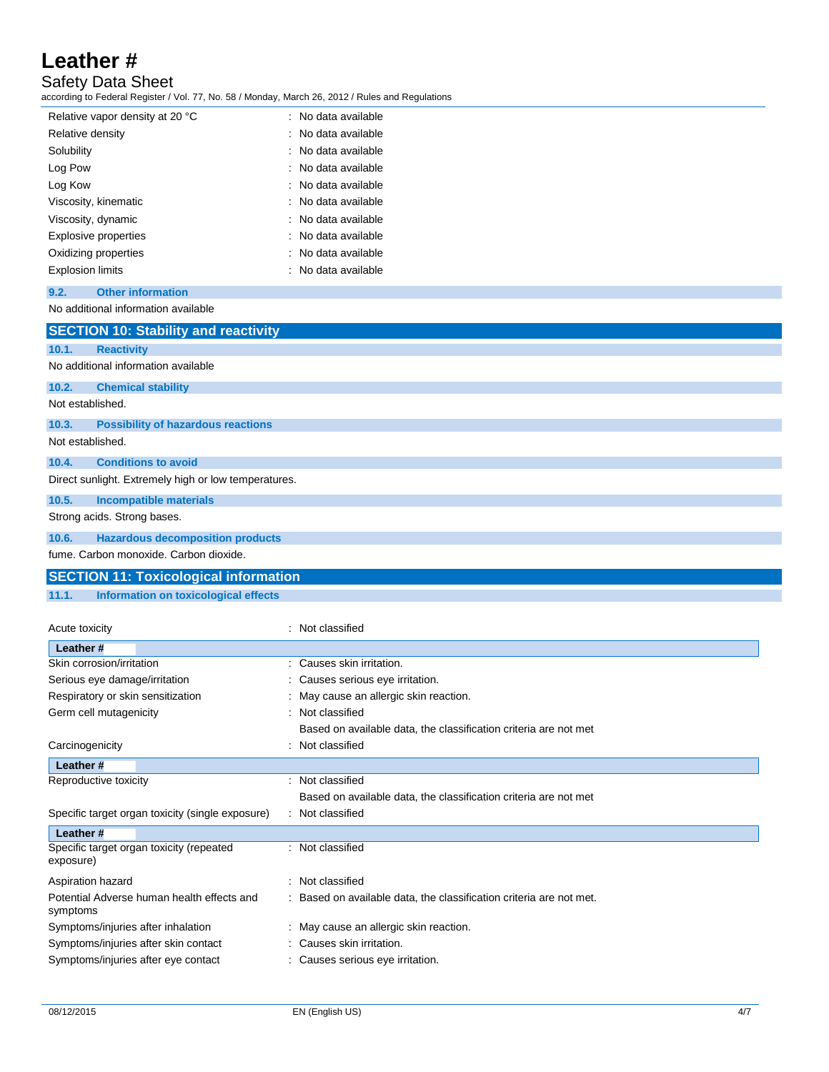| | | |
|---|---|---|
| Relative vapor density at 20 °C | : | No data available |
| Relative density | : | No data available |
| Solubility | : | No data available |
| Log Pow | : | No data available |
| Log Kow | : | No data available |
| Viscosity, kinematic | : | No data available |
| Viscosity, dynamic | : | No data available |
| Explosive properties | : | No data available |
| Oxidizing properties | : | No data available |
| Explosion limits | : | No data available |

### 9.2. Other information

No additional information available

## SECTION 10: Stability and reactivity

### 10.1. Reactivity

No additional information available

### 10.2. Chemical stability

Not established.

### 10.3. Possibility of hazardous reactions

Not established.

### 10.4. Conditions to avoid

Direct sunlight. Extremely high or low temperatures.

### 10.5. Incompatible materials

Strong acids. Strong bases.

### 10.6. Hazardous decomposition products

fume. Carbon monoxide. Carbon dioxide.

## SECTION 11: Toxicological information

### 11.1. Information on toxicological effects

| | | |
|---|---|---|
| Acute toxicity | : | Not classified |

**Leather #**

| | | |
|---|---|---|
| Skin corrosion/irritation | : | Causes skin irritation. |
| Serious eye damage/irritation | : | Causes serious eye irritation. |
| Respiratory or skin sensitization | : | May cause an allergic skin reaction. |
| Germ cell mutagenicity | : | Not classified<br>Based on available data, the classification criteria are not met |
| Carcinogenicity | : | Not classified |

**Leather #**

| | | |
|---|---|---|
| Reproductive toxicity | : | Not classified<br>Based on available data, the classification criteria are not met |
| Specific target organ toxicity (single exposure) | : | Not classified |

**Leather #**

| | | |
|---|---|---|
| Specific target organ toxicity (repeated exposure) | : | Not classified |
| Aspiration hazard | : | Not classified |
| Potential Adverse human health effects and symptoms | : | Based on available data, the classification criteria are not met. |
| Symptoms/injuries after inhalation | : | May cause an allergic skin reaction. |
| Symptoms/injuries after skin contact | : | Causes skin irritation. |
| Symptoms/injuries after eye contact | : | Causes serious eye irritation. |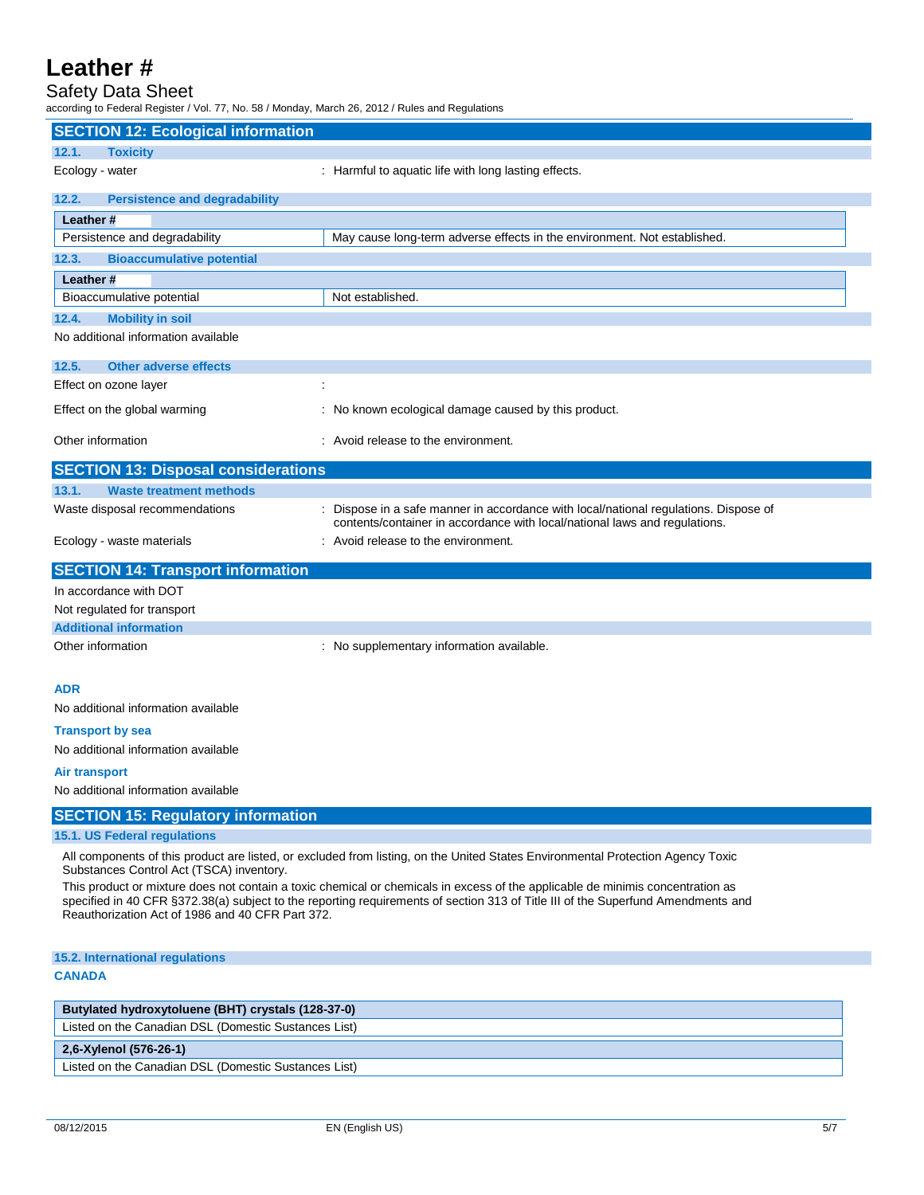## SECTION 12: Ecological information

### 12.1. Toxicity

Ecology - water : Harmful to aquatic life with long lasting effects.

### 12.2. Persistence and degradability

| Leather # | |
|---|---|
| Persistence and degradability | May cause long-term adverse effects in the environment. Not established. |

### 12.3. Bioaccumulative potential

| Leather # | |
|---|---|
| Bioaccumulative potential | Not established. |

### 12.4. Mobility in soil

No additional information available

### 12.5. Other adverse effects

Effect on ozone layer :

Effect on the global warming : No known ecological damage caused by this product.

Other information : Avoid release to the environment.

## SECTION 13: Disposal considerations

### 13.1. Waste treatment methods

Waste disposal recommendations : Dispose in a safe manner in accordance with local/national regulations. Dispose of contents/container in accordance with local/national laws and regulations.

Ecology - waste materials : Avoid release to the environment.

## SECTION 14: Transport information

In accordance with DOT

Not regulated for transport

### Additional information

Other information : No supplementary information available.

**ADR**

No additional information available

**Transport by sea**

No additional information available

**Air transport**

No additional information available

## SECTION 15: Regulatory information

### 15.1. US Federal regulations

All components of this product are listed, or excluded from listing, on the United States Environmental Protection Agency Toxic Substances Control Act (TSCA) inventory.

This product or mixture does not contain a toxic chemical or chemicals in excess of the applicable de minimis concentration as specified in 40 CFR §372.38(a) subject to the reporting requirements of section 313 of Title III of the Superfund Amendments and Reauthorization Act of 1986 and 40 CFR Part 372.

### 15.2. International regulations

**CANADA**

| Butylated hydroxytoluene (BHT) crystals (128-37-0) |
|---|
| Listed on the Canadian DSL (Domestic Substances List) |

| 2,6-Xylenol (576-26-1) |
|---|
| Listed on the Canadian DSL (Domestic Substances List) |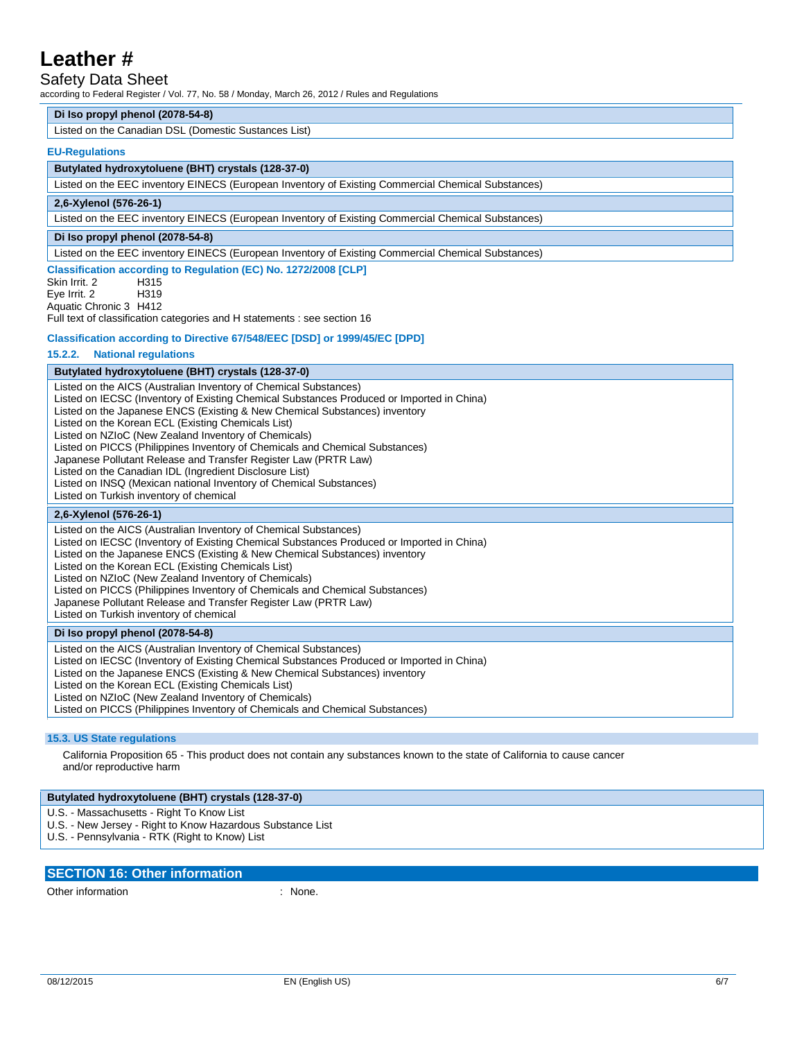| Di Iso propyl phenol (2078-54-8) |
|---|
| Listed on the Canadian DSL (Domestic Sustances List) |

#### EU-Regulations

| Butylated hydroxytoluene (BHT) crystals (128-37-0) |
|---|
| Listed on the EEC inventory EINECS (European Inventory of Existing Commercial Chemical Substances) |

| 2,6-Xylenol (576-26-1) |
|---|
| Listed on the EEC inventory EINECS (European Inventory of Existing Commercial Chemical Substances) |

| Di Iso propyl phenol (2078-54-8) |
|---|
| Listed on the EEC inventory EINECS (European Inventory of Existing Commercial Chemical Substances) |

#### Classification according to Regulation (EC) No. 1272/2008 [CLP]

Skin Irrit. 2 H315
Eye Irrit. 2 H319
Aquatic Chronic 3 H412
Full text of classification categories and H statements : see section 16

#### Classification according to Directive 67/548/EEC [DSD] or 1999/45/EC [DPD]

#### 15.2.2. National regulations

| Butylated hydroxytoluene (BHT) crystals (128-37-0) |
|---|
| Listed on the AICS (Australian Inventory of Chemical Substances)<br>Listed on IECSC (Inventory of Existing Chemical Substances Produced or Imported in China)<br>Listed on the Japanese ENCS (Existing & New Chemical Substances) inventory<br>Listed on the Korean ECL (Existing Chemicals List)<br>Listed on NZIoC (New Zealand Inventory of Chemicals)<br>Listed on PICCS (Philippines Inventory of Chemicals and Chemical Substances)<br>Japanese Pollutant Release and Transfer Register Law (PRTR Law)<br>Listed on the Canadian IDL (Ingredient Disclosure List)<br>Listed on INSQ (Mexican national Inventory of Chemical Substances)<br>Listed on Turkish inventory of chemical |

| 2,6-Xylenol (576-26-1) |
|---|
| Listed on the AICS (Australian Inventory of Chemical Substances)<br>Listed on IECSC (Inventory of Existing Chemical Substances Produced or Imported in China)<br>Listed on the Japanese ENCS (Existing & New Chemical Substances) inventory<br>Listed on the Korean ECL (Existing Chemicals List)<br>Listed on NZIoC (New Zealand Inventory of Chemicals)<br>Listed on PICCS (Philippines Inventory of Chemicals and Chemical Substances)<br>Japanese Pollutant Release and Transfer Register Law (PRTR Law)<br>Listed on Turkish inventory of chemical |

| Di Iso propyl phenol (2078-54-8) |
|---|
| Listed on the AICS (Australian Inventory of Chemical Substances)<br>Listed on IECSC (Inventory of Existing Chemical Substances Produced or Imported in China)<br>Listed on the Japanese ENCS (Existing & New Chemical Substances) inventory<br>Listed on the Korean ECL (Existing Chemicals List)<br>Listed on NZIoC (New Zealand Inventory of Chemicals)<br>Listed on PICCS (Philippines Inventory of Chemicals and Chemical Substances) |

### 15.3. US State regulations

California Proposition 65 - This product does not contain any substances known to the state of California to cause cancer and/or reproductive harm

| Butylated hydroxytoluene (BHT) crystals (128-37-0) |
|---|
| U.S. - Massachusetts - Right To Know List<br>U.S. - New Jersey - Right to Know Hazardous Substance List<br>U.S. - Pennsylvania - RTK (Right to Know) List |

## SECTION 16: Other information

Other information : None.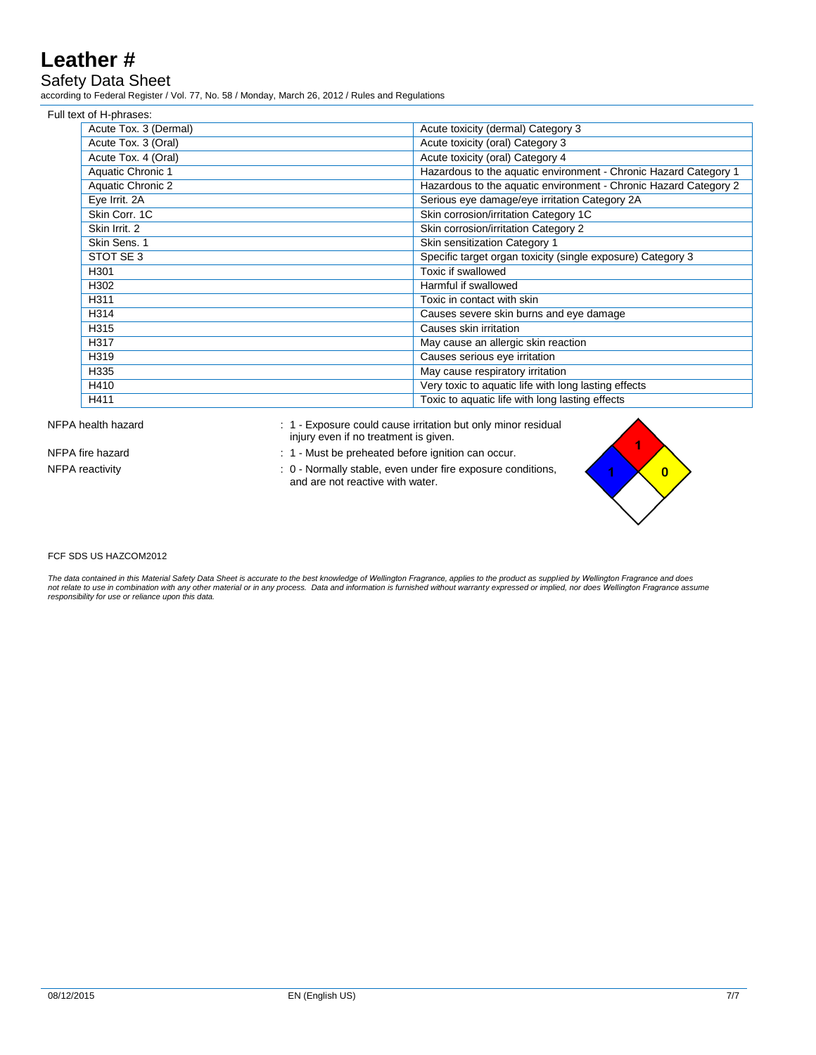# Leather #

## Safety Data Sheet

according to Federal Register / Vol. 77, No. 58 / Monday, March 26, 2012 / Rules and Regulations

Full text of H-phrases:

| | |
|---|---|
| Acute Tox. 3 (Dermal) | Acute toxicity (dermal) Category 3 |
| Acute Tox. 3 (Oral) | Acute toxicity (oral) Category 3 |
| Acute Tox. 4 (Oral) | Acute toxicity (oral) Category 4 |
| Aquatic Chronic 1 | Hazardous to the aquatic environment - Chronic Hazard Category 1 |
| Aquatic Chronic 2 | Hazardous to the aquatic environment - Chronic Hazard Category 2 |
| Eye Irrit. 2A | Serious eye damage/eye irritation Category 2A |
| Skin Corr. 1C | Skin corrosion/irritation Category 1C |
| Skin Irrit. 2 | Skin corrosion/irritation Category 2 |
| Skin Sens. 1 | Skin sensitization Category 1 |
| STOT SE 3 | Specific target organ toxicity (single exposure) Category 3 |
| H301 | Toxic if swallowed |
| H302 | Harmful if swallowed |
| H311 | Toxic in contact with skin |
| H314 | Causes severe skin burns and eye damage |
| H315 | Causes skin irritation |
| H317 | May cause an allergic skin reaction |
| H319 | Causes serious eye irritation |
| H335 | May cause respiratory irritation |
| H410 | Very toxic to aquatic life with long lasting effects |
| H411 | Toxic to aquatic life with long lasting effects |

NFPA health hazard : 1 - Exposure could cause irritation but only minor residual injury even if no treatment is given.

NFPA fire hazard : 1 - Must be preheated before ignition can occur.

NFPA reactivity : 0 - Normally stable, even under fire exposure conditions, and are not reactive with water.

1
1
0

FCF SDS US HAZCOM2012

*The data contained in this Material Safety Data Sheet is accurate to the best knowledge of Wellington Fragrance, applies to the product as supplied by Wellington Fragrance and does not relate to use in combination with any other material or in any process. Data and information is furnished without warranty expressed or implied, nor does Wellington Fragrance assume responsibility for use or reliance upon this data.*

08/12/2015 EN (English US)